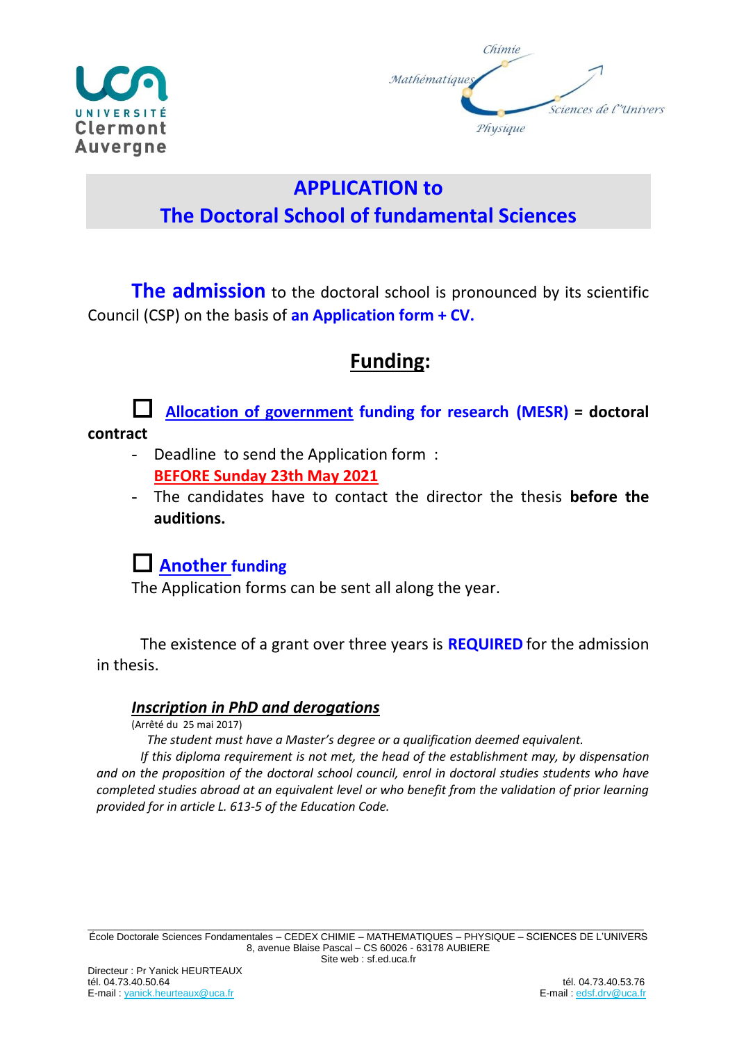UNIVERSITÉ Clermont Auvergne

Chimie – Mathématiques – Physique – Sciences de l'Univers

# APPLICATION to
# The Doctoral School of fundamental Sciences

**The admission** to the doctoral school is pronounced by its scientific Council (CSP) on the basis of **an Application form + CV.**

## Funding:

☐ **Allocation of government funding for research (MESR) = doctoral contract**

- Deadline to send the Application form :
  **BEFORE Sunday 23th May 2021**
- The candidates have to contact the director the thesis **before the auditions.**

☐ **Another funding**

The Application forms can be sent all along the year.

The existence of a grant over three years is **REQUIRED** for the admission in thesis.

### *Inscription in PhD and derogations*

(Arrêté du 25 mai 2017)

*The student must have a Master's degree or a qualification deemed equivalent.*

*If this diploma requirement is not met, the head of the establishment may, by dispensation and on the proposition of the doctoral school council, enrol in doctoral studies students who have completed studies abroad at an equivalent level or who benefit from the validation of prior learning provided for in article L. 613-5 of the Education Code.*

École Doctorale Sciences Fondamentales – CEDEX CHIMIE – MATHEMATIQUES – PHYSIQUE – SCIENCES DE L'UNIVERS
8, avenue Blaise Pascal – CS 60026 - 63178 AUBIERE
Site web : sf.ed.uca.fr

Directeur : Pr Yanick HEURTEAUX
tél. 04.73.40.50.64
E-mail : yanick.heurteaux@uca.fr

tél. 04.73.40.53.76
E-mail : edsf.drv@uca.fr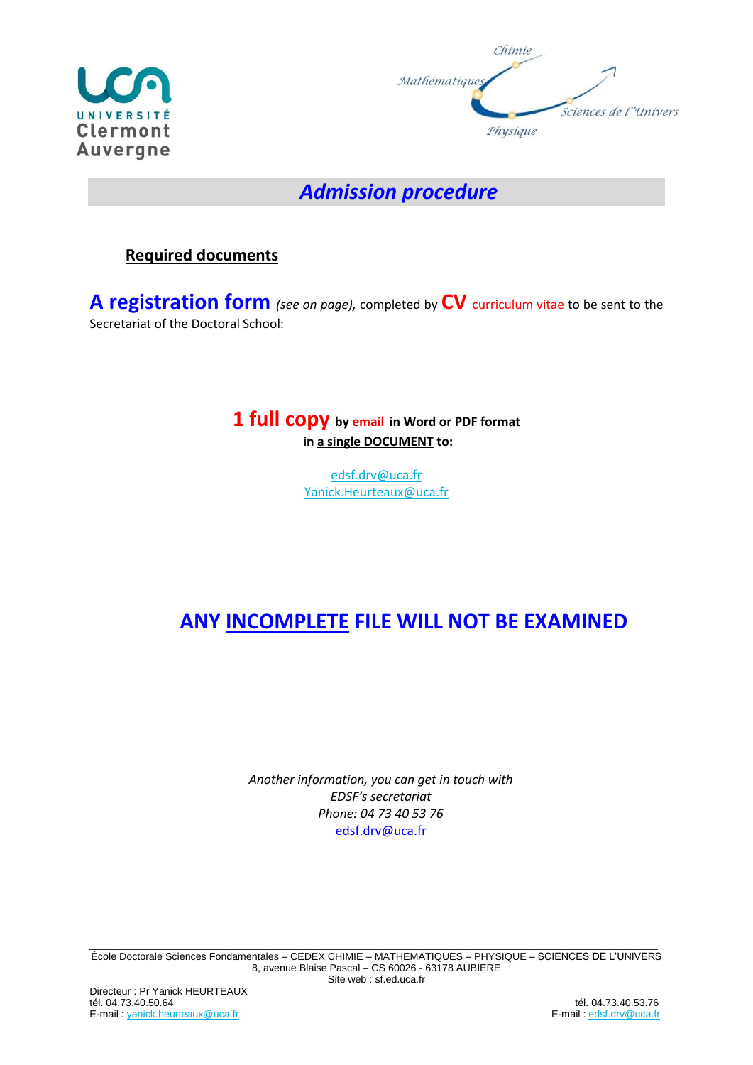# *Admission procedure*

**Required documents**

**A registration form** *(see on page),* completed by **CV** curriculum vitae to be sent to the Secretariat of the Doctoral School:

**1 full copy by email in Word or PDF format**
**in a single DOCUMENT to:**

edsf.drv@uca.fr
Yanick.Heurteaux@uca.fr

## ANY INCOMPLETE FILE WILL NOT BE EXAMINED

*Another information, you can get in touch with*
*EDSF's secretariat*
*Phone: 04 73 40 53 76*
edsf.drv@uca.fr

École Doctorale Sciences Fondamentales – CEDEX CHIMIE – MATHEMATIQUES – PHYSIQUE – SCIENCES DE L'UNIVERS
8, avenue Blaise Pascal – CS 60026 - 63178 AUBIERE
Site web : sf.ed.uca.fr

Directeur : Pr Yanick HEURTEAUX
tél. 04.73.40.50.64
E-mail : yanick.heurteaux@uca.fr

tél. 04.73.40.53.76
E-mail : edsf.drv@uca.fr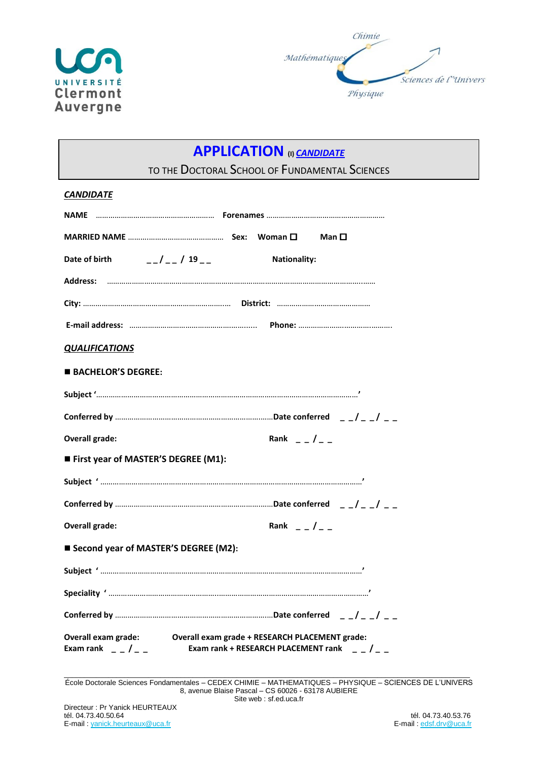Université Clermont Auvergne

Chimie – Mathématiques – Sciences de l'Univers – Physique

# APPLICATION (I) *CANDIDATE*

TO THE DOCTORAL SCHOOL OF FUNDAMENTAL SCIENCES

***CANDIDATE***

**NAME** ………………………………………………… **Forenames** …………………………………………………

**MARRIED NAME** ……………………………………… **Sex:** **Woman** ☐ **Man** ☐

**Date of birth** _ _ / _ _ / 19 _ _ **Nationality:**

**Address:** ……………………………………………………………………………………………………………

**City:** ……………………………………………………… **District:** ……………………………………

**E-mail address:** …………………………………………………… **Phone:** ……………………………………

***QUALIFICATIONS***

■ **BACHELOR'S DEGREE:**

**Subject '**……………………………………………………………………………………………**'**

**Conferred by** ……………………………………………………………**Date conferred** _ _ / _ _ / _ _

**Overall grade:** **Rank** _ _ / _ _

■ **First year of MASTER'S DEGREE (M1):**

**Subject '** ……………………………………………………………………………………………**'**

**Conferred by** ……………………………………………………………**Date conferred** _ _ / _ _ / _ _

**Overall grade:** **Rank** _ _ / _ _

■ **Second year of MASTER'S DEGREE (M2):**

**Subject '** ……………………………………………………………………………………………**'**

**Speciality '** …………………………………………………………………………………………**'**

**Conferred by** ……………………………………………………………**Date conferred** _ _ / _ _ / _ _

**Overall exam grade:** **Overall exam grade + RESEARCH PLACEMENT grade:**
**Exam rank** _ _ / _ _ **Exam rank + RESEARCH PLACEMENT rank** _ _ / _ _

École Doctorale Sciences Fondamentales – CEDEX CHIMIE – MATHEMATIQUES – PHYSIQUE – SCIENCES DE L'UNIVERS
8, avenue Blaise Pascal – CS 60026 - 63178 AUBIERE
Site web : sf.ed.uca.fr

Directeur : Pr Yanick HEURTEAUX
tél. 04.73.40.50.64
E-mail : yanick.heurteaux@uca.fr

tél. 04.73.40.53.76
E-mail : edsf.drv@uca.fr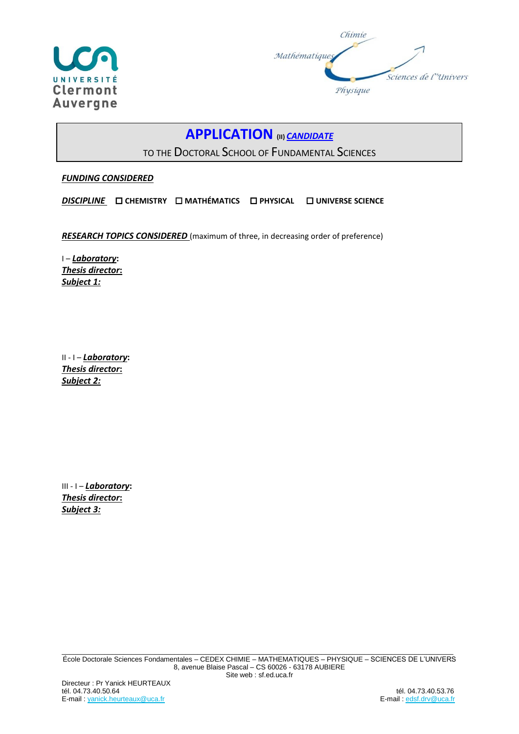Université Clermont Auvergne

Chimie – Mathématiques – Sciences de l'Univers – Physique

# APPLICATION (II) ***CANDIDATE***

TO THE DOCTORAL SCHOOL OF FUNDAMENTAL SCIENCES

***FUNDING CONSIDERED***

***DISCIPLINE*** ☐ **CHEMISTRY** ☐ **MATHÉMATICS** ☐ **PHYSICAL** ☐ **UNIVERSE SCIENCE**

***RESEARCH TOPICS CONSIDERED*** (maximum of three, in decreasing order of preference)

I – ***Laboratory*:**
***Thesis director*:**
***Subject 1:***

II - I – ***Laboratory*:**
***Thesis director*:**
***Subject 2:***

III - I – ***Laboratory*:**
***Thesis director*:**
***Subject 3:***

École Doctorale Sciences Fondamentales – CEDEX CHIMIE – MATHEMATIQUES – PHYSIQUE – SCIENCES DE L'UNIVERS
8, avenue Blaise Pascal – CS 60026 - 63178 AUBIERE
Site web : sf.ed.uca.fr

Directeur : Pr Yanick HEURTEAUX
tél. 04.73.40.50.64
E-mail : yanick.heurteaux@uca.fr

tél. 04.73.40.53.76
E-mail : edsf.drv@uca.fr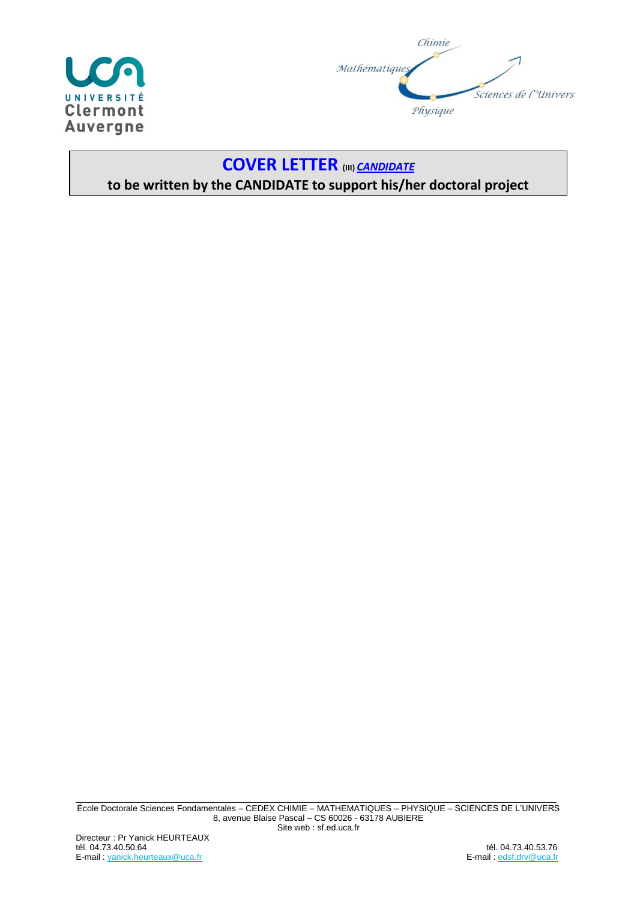# COVER LETTER (III) *CANDIDATE*

**to be written by the CANDIDATE to support his/her doctoral project**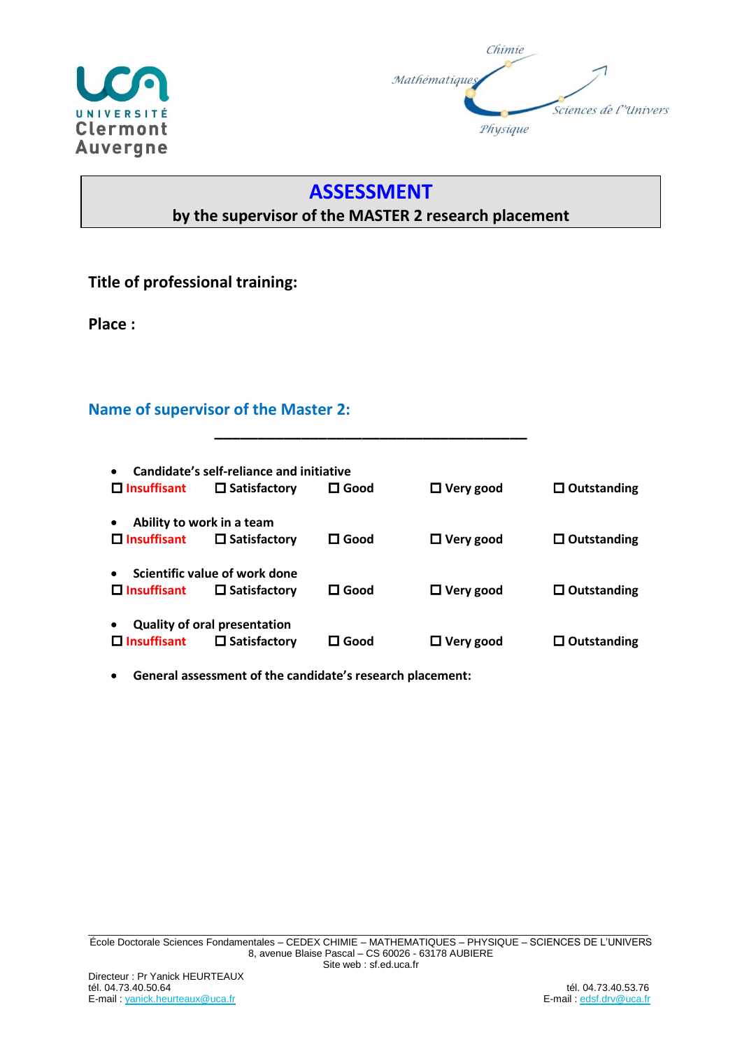Université Clermont Auvergne

Chimie – Mathématiques – Physique – Sciences de l'Univers

# ASSESSMENT

**by the supervisor of the MASTER 2 research placement**

**Title of professional training:**

**Place :**

## Name of supervisor of the Master 2:

________________________________________

- **Candidate's self-reliance and initiative**

☐ Insuffisant ☐ Satisfactory ☐ Good ☐ Very good ☐ Outstanding

- **Ability to work in a team**

☐ Insuffisant ☐ Satisfactory ☐ Good ☐ Very good ☐ Outstanding

- **Scientific value of work done**

☐ Insuffisant ☐ Satisfactory ☐ Good ☐ Very good ☐ Outstanding

- **Quality of oral presentation**

☐ Insuffisant ☐ Satisfactory ☐ Good ☐ Very good ☐ Outstanding

- **General assessment of the candidate's research placement:**

École Doctorale Sciences Fondamentales – CEDEX CHIMIE – MATHEMATIQUES – PHYSIQUE – SCIENCES DE L'UNIVERS
8, avenue Blaise Pascal – CS 60026 - 63178 AUBIERE
Site web : sf.ed.uca.fr

Directeur : Pr Yanick HEURTEAUX
tél. 04.73.40.50.64
E-mail : yanick.heurteaux@uca.fr

tél. 04.73.40.53.76
E-mail : edsf.drv@uca.fr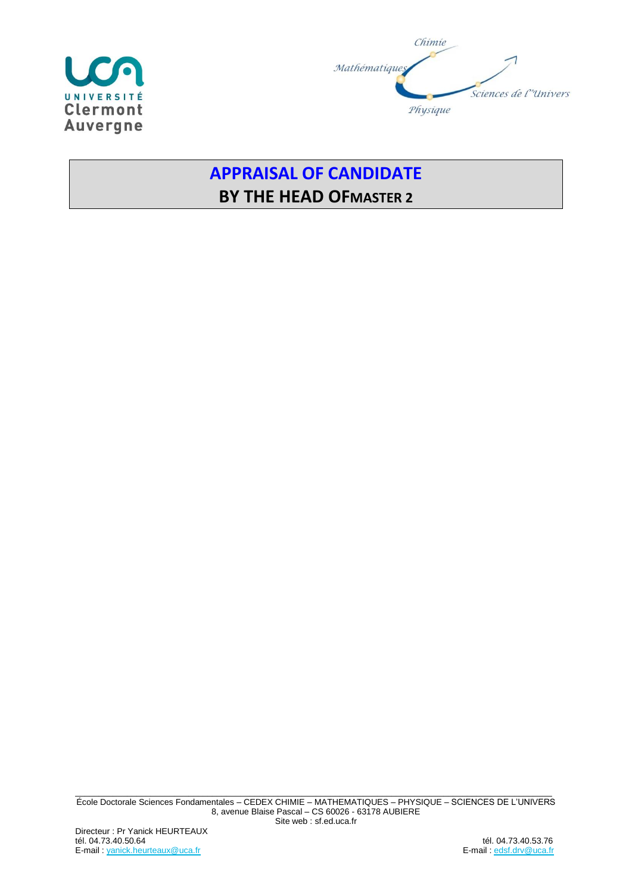# APPRAISAL OF CANDIDATE

## BY THE HEAD OFMASTER 2